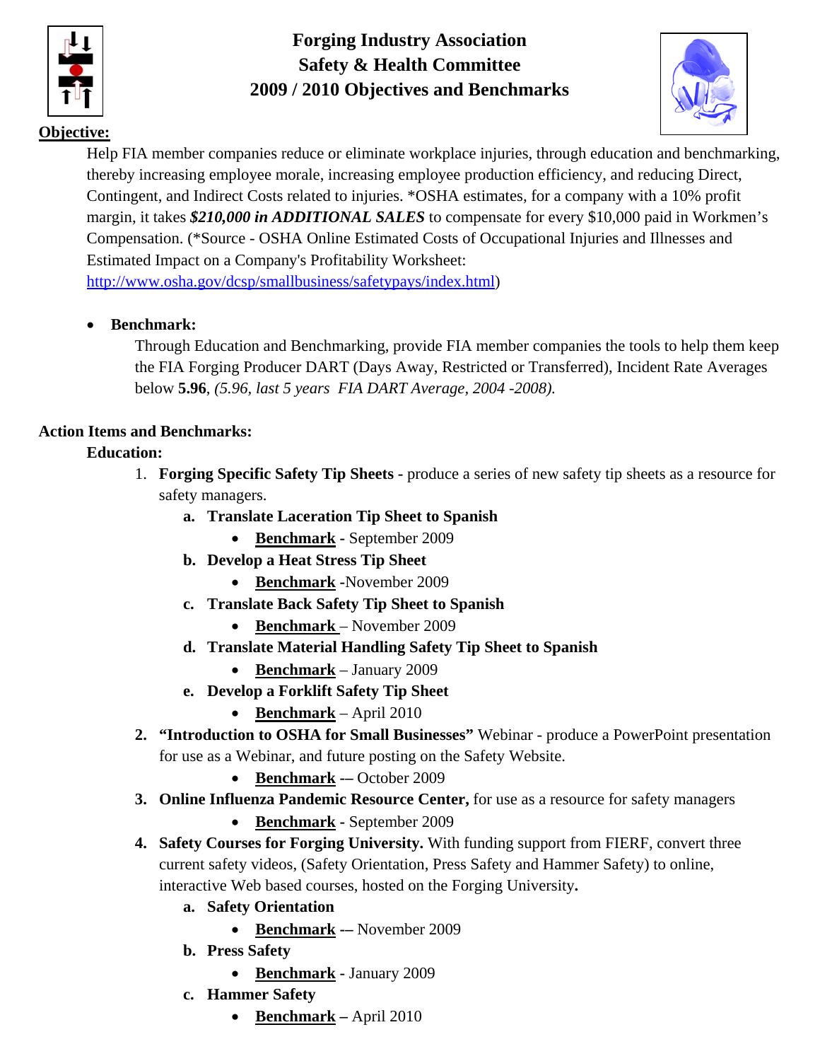# Forging Industry Association
## Safety & Health Committee
## 2009 / 2010 Objectives and Benchmarks

**Objective:**

Help FIA member companies reduce or eliminate workplace injuries, through education and benchmarking, thereby increasing employee morale, increasing employee production efficiency, and reducing Direct, Contingent, and Indirect Costs related to injuries. *OSHA estimates, for a company with a 10% profit margin, it takes ***$210,000 in ADDITIONAL SALES*** to compensate for every $10,000 paid in Workmen's Compensation. (*Source - OSHA Online Estimated Costs of Occupational Injuries and Illnesses and Estimated Impact on a Company's Profitability Worksheet: http://www.osha.gov/dcsp/smallbusiness/safetypays/index.html)

- **Benchmark:**

  Through Education and Benchmarking, provide FIA member companies the tools to help them keep the FIA Forging Producer DART (Days Away, Restricted or Transferred), Incident Rate Averages below **5.96**, *(5.96, last 5 years FIA DART Average, 2004 -2008).*

**Action Items and Benchmarks:**

**Education:**

1. **Forging Specific Safety Tip Sheets -** produce a series of new safety tip sheets as a resource for safety managers.
   a. **Translate Laceration Tip Sheet to Spanish**
      - **Benchmark -** September 2009
   b. **Develop a Heat Stress Tip Sheet**
      - **Benchmark** -November 2009
   c. **Translate Back Safety Tip Sheet to Spanish**
      - **Benchmark** – November 2009
   d. **Translate Material Handling Safety Tip Sheet to Spanish**
      - **Benchmark** – January 2009
   e. **Develop a Forklift Safety Tip Sheet**
      - **Benchmark** – April 2010
2. **"Introduction to OSHA for Small Businesses"** Webinar - produce a PowerPoint presentation for use as a Webinar, and future posting on the Safety Website.
   - **Benchmark -–** October 2009
3. **Online Influenza Pandemic Resource Center,** for use as a resource for safety managers
   - **Benchmark -** September 2009
4. **Safety Courses for Forging University.** With funding support from FIERF, convert three current safety videos, (Safety Orientation, Press Safety and Hammer Safety) to online, interactive Web based courses, hosted on the Forging University**.**
   a. **Safety Orientation**
      - **Benchmark -–** November 2009
   b. **Press Safety**
      - **Benchmark -** January 2009
   c. **Hammer Safety**
      - **Benchmark –** April 2010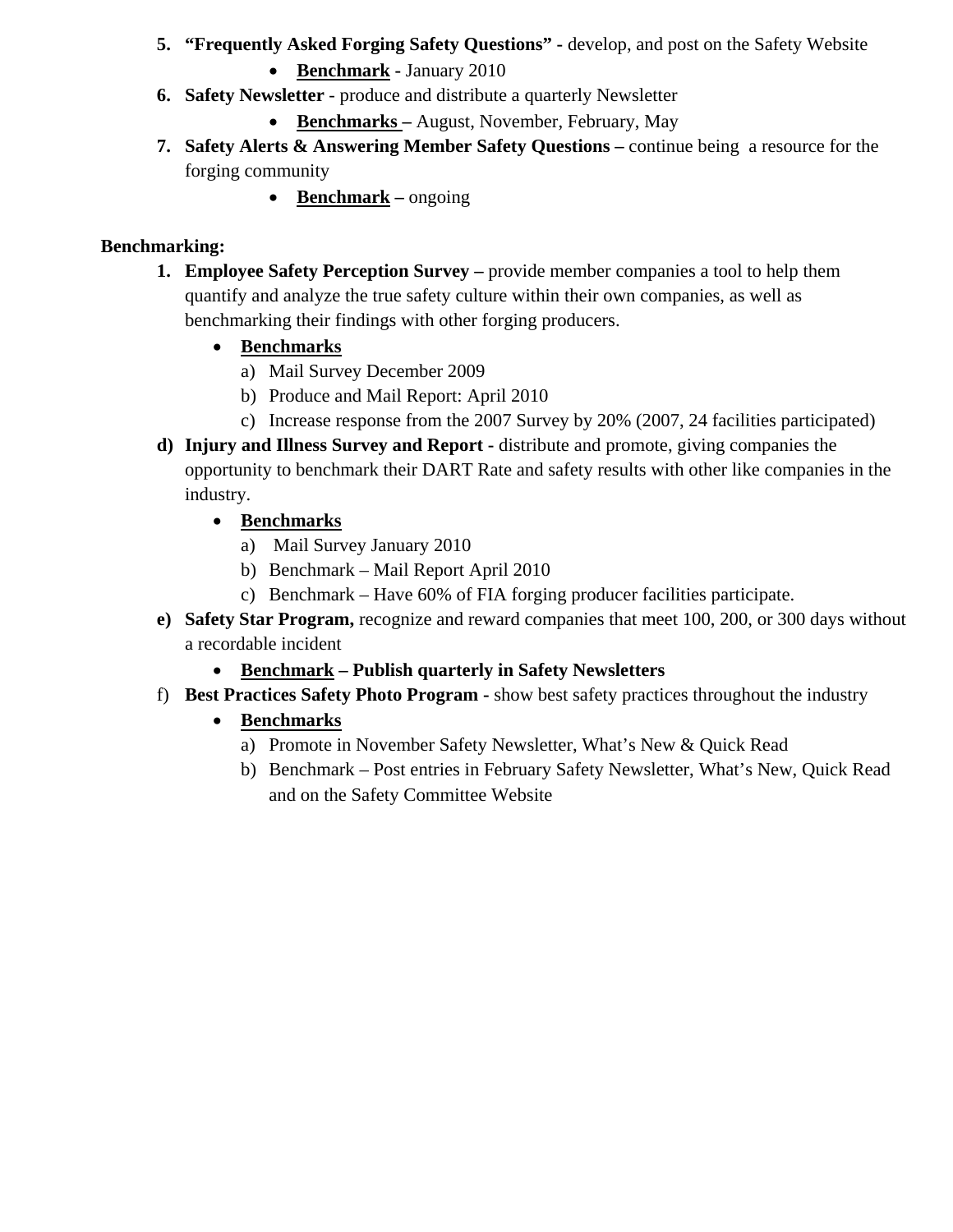5. **"Frequently Asked Forging Safety Questions" -** develop, and post on the Safety Website
    - **<u>Benchmark</u> -** January 2010
6. **Safety Newsletter** - produce and distribute a quarterly Newsletter
    - **<u>Benchmarks</u> –** August, November, February, May
7. **Safety Alerts & Answering Member Safety Questions –** continue being a resource for the forging community
    - **<u>Benchmark</u> –** ongoing

**Benchmarking:**

1. **Employee Safety Perception Survey –** provide member companies a tool to help them quantify and analyze the true safety culture within their own companies, as well as benchmarking their findings with other forging producers.
    - **<u>Benchmarks</u>**
        a) Mail Survey December 2009
        b) Produce and Mail Report: April 2010
        c) Increase response from the 2007 Survey by 20% (2007, 24 facilities participated)

**d) Injury and Illness Survey and Report -** distribute and promote, giving companies the opportunity to benchmark their DART Rate and safety results with other like companies in the industry.

- **<u>Benchmarks</u>**
    a) Mail Survey January 2010
    b) Benchmark – Mail Report April 2010
    c) Benchmark – Have 60% of FIA forging producer facilities participate.

**e) Safety Star Program,** recognize and reward companies that meet 100, 200, or 300 days without a recordable incident

- **<u>Benchmark</u> – Publish quarterly in Safety Newsletters**

f) **Best Practices Safety Photo Program -** show best safety practices throughout the industry

- **<u>Benchmarks</u>**
    a) Promote in November Safety Newsletter, What's New & Quick Read
    b) Benchmark – Post entries in February Safety Newsletter, What's New, Quick Read and on the Safety Committee Website